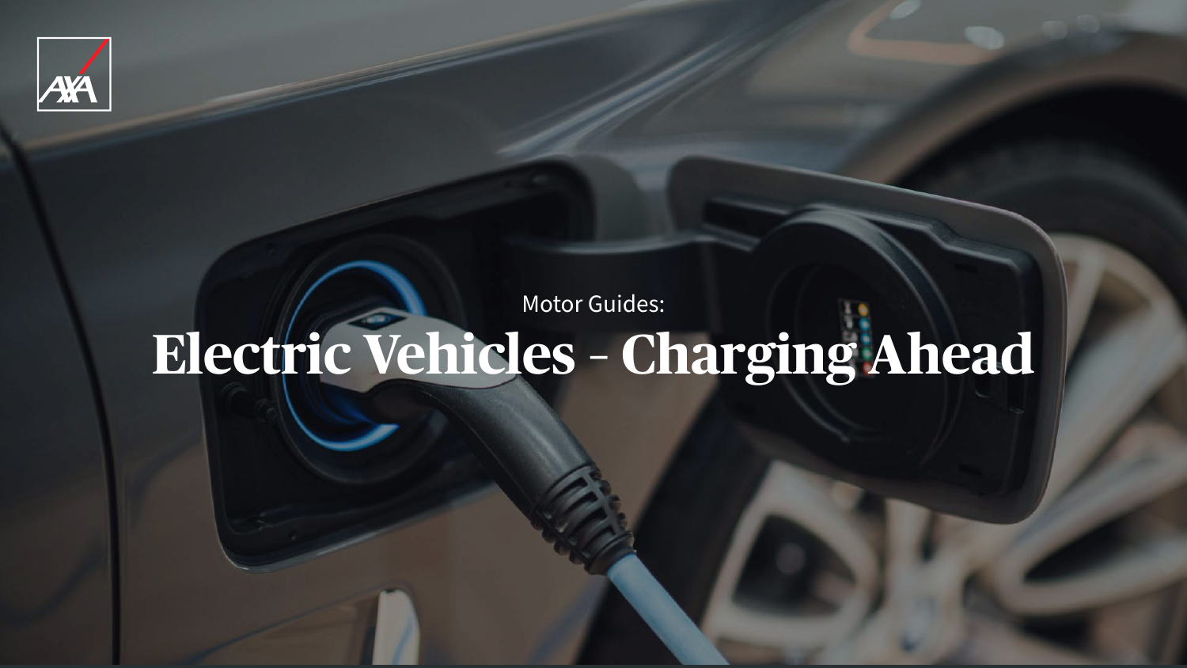Motor Guides:

# Electric Vehicles - Charging Ahead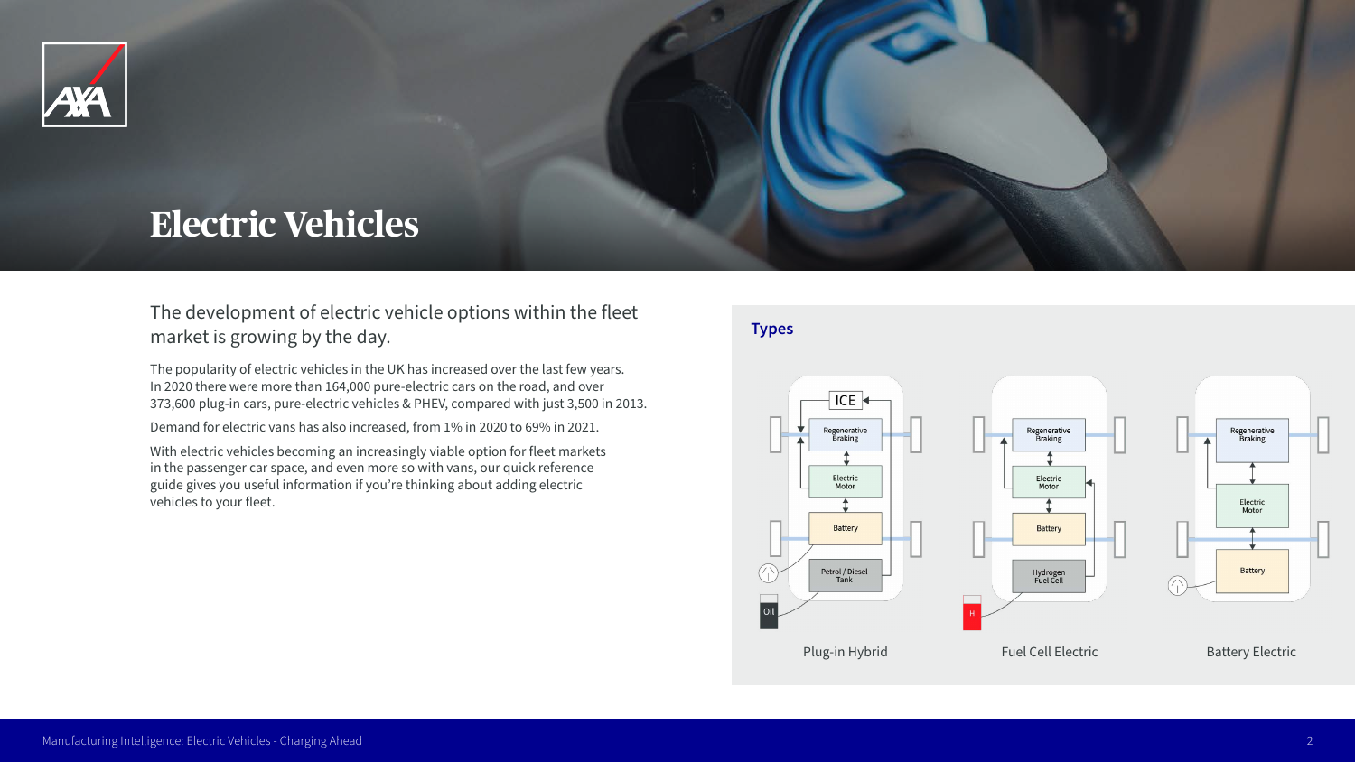# Electric Vehicles

The development of electric vehicle options within the fleet market is growing by the day.

The popularity of electric vehicles in the UK has increased over the last few years. In 2020 there were more than 164,000 pure-electric cars on the road, and over 373,600 plug-in cars, pure-electric vehicles & PHEV, compared with just 3,500 in 2013.

Demand for electric vans has also increased, from 1% in 2020 to 69% in 2021.

With electric vehicles becoming an increasingly viable option for fleet markets in the passenger car space, and even more so with vans, our quick reference guide gives you useful information if you're thinking about adding electric vehicles to your fleet.

## Types

Plug-in Hybrid

Fuel Cell Electric

Battery Electric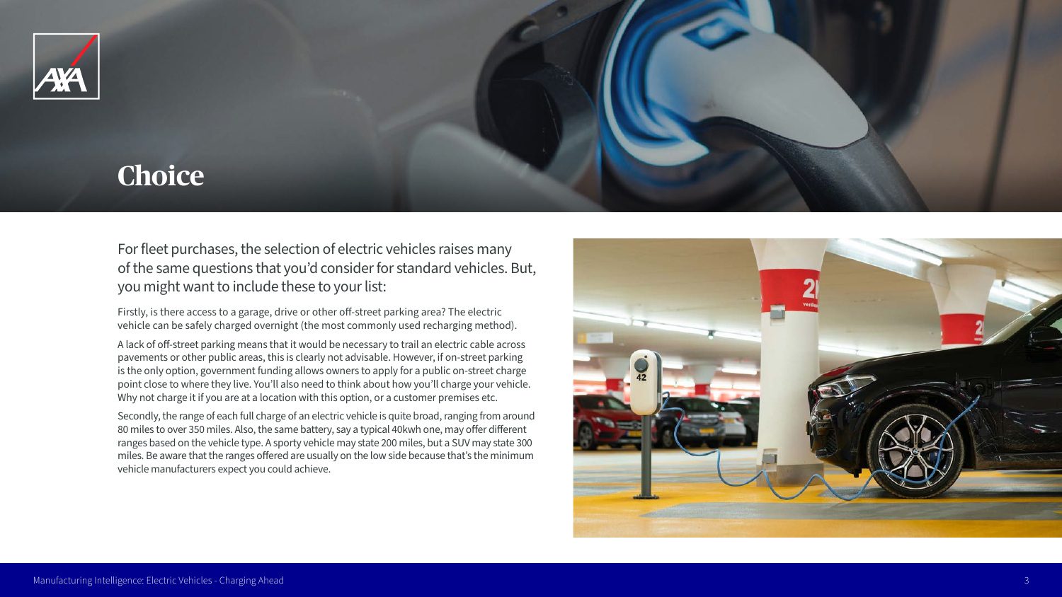# Choice

For fleet purchases, the selection of electric vehicles raises many of the same questions that you'd consider for standard vehicles. But, you might want to include these to your list:

Firstly, is there access to a garage, drive or other off-street parking area? The electric vehicle can be safely charged overnight (the most commonly used recharging method).

A lack of off-street parking means that it would be necessary to trail an electric cable across pavements or other public areas, this is clearly not advisable. However, if on-street parking is the only option, government funding allows owners to apply for a public on-street charge point close to where they live. You'll also need to think about how you'll charge your vehicle. Why not charge it if you are at a location with this option, or a customer premises etc.

Secondly, the range of each full charge of an electric vehicle is quite broad, ranging from around 80 miles to over 350 miles. Also, the same battery, say a typical 40kwh one, may offer different ranges based on the vehicle type. A sporty vehicle may state 200 miles, but a SUV may state 300 miles. Be aware that the ranges offered are usually on the low side because that's the minimum vehicle manufacturers expect you could achieve.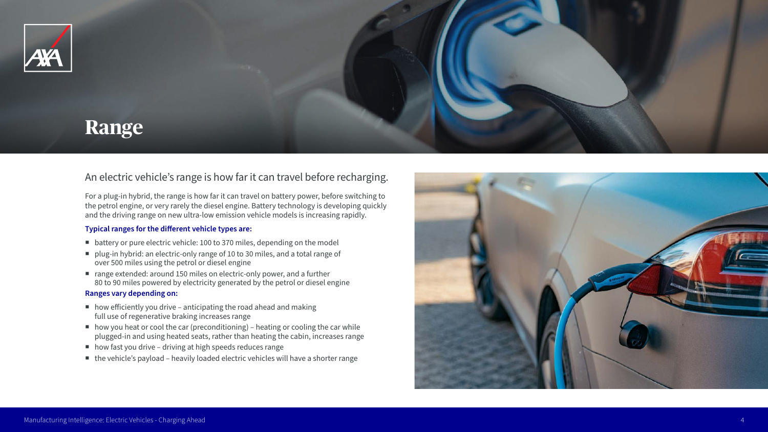# Range

An electric vehicle's range is how far it can travel before recharging.

For a plug-in hybrid, the range is how far it can travel on battery power, before switching to the petrol engine, or very rarely the diesel engine. Battery technology is developing quickly and the driving range on new ultra-low emission vehicle models is increasing rapidly.

**Typical ranges for the different vehicle types are:**

- battery or pure electric vehicle: 100 to 370 miles, depending on the model
- plug-in hybrid: an electric-only range of 10 to 30 miles, and a total range of over 500 miles using the petrol or diesel engine
- range extended: around 150 miles on electric-only power, and a further 80 to 90 miles powered by electricity generated by the petrol or diesel engine

**Ranges vary depending on:**

- how efficiently you drive – anticipating the road ahead and making full use of regenerative braking increases range
- how you heat or cool the car (preconditioning) – heating or cooling the car while plugged-in and using heated seats, rather than heating the cabin, increases range
- how fast you drive – driving at high speeds reduces range
- the vehicle's payload – heavily loaded electric vehicles will have a shorter range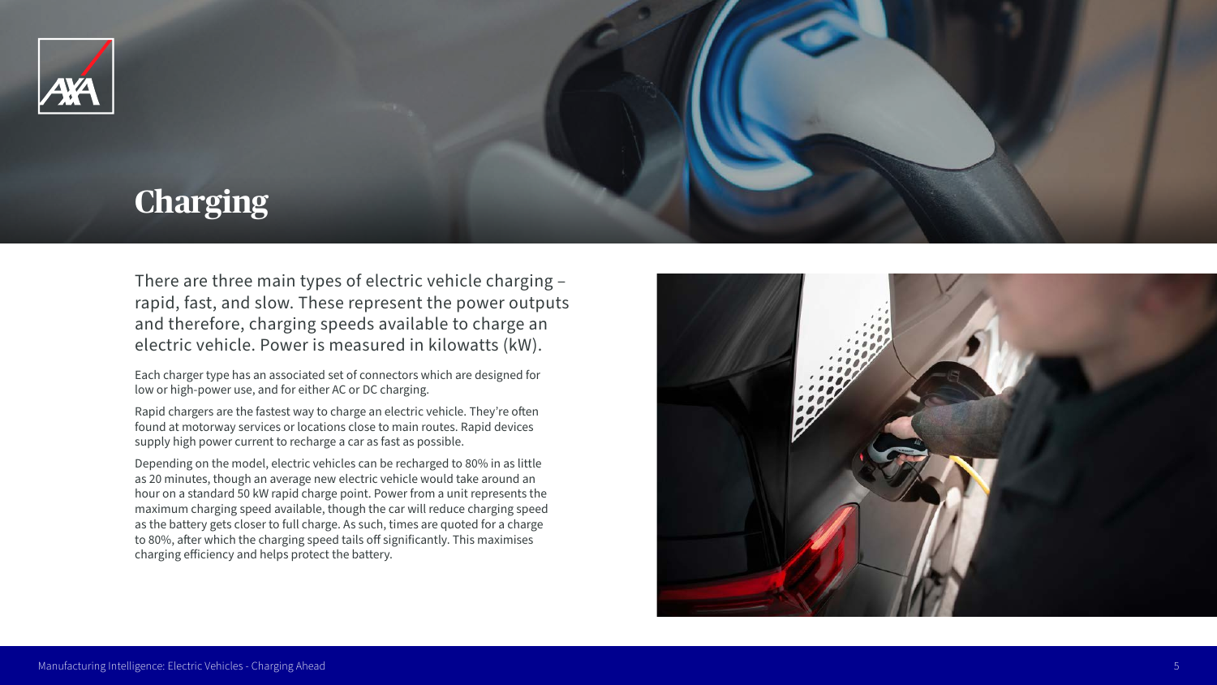# Charging

There are three main types of electric vehicle charging – rapid, fast, and slow. These represent the power outputs and therefore, charging speeds available to charge an electric vehicle. Power is measured in kilowatts (kW).

Each charger type has an associated set of connectors which are designed for low or high-power use, and for either AC or DC charging.

Rapid chargers are the fastest way to charge an electric vehicle. They're often found at motorway services or locations close to main routes. Rapid devices supply high power current to recharge a car as fast as possible.

Depending on the model, electric vehicles can be recharged to 80% in as little as 20 minutes, though an average new electric vehicle would take around an hour on a standard 50 kW rapid charge point. Power from a unit represents the maximum charging speed available, though the car will reduce charging speed as the battery gets closer to full charge. As such, times are quoted for a charge to 80%, after which the charging speed tails off significantly. This maximises charging efficiency and helps protect the battery.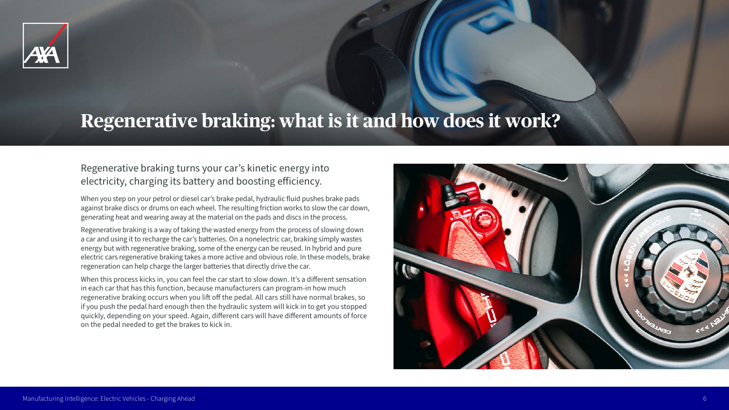# Regenerative braking: what is it and how does it work?

Regenerative braking turns your car's kinetic energy into electricity, charging its battery and boosting efficiency.

When you step on your petrol or diesel car's brake pedal, hydraulic fluid pushes brake pads against brake discs or drums on each wheel. The resulting friction works to slow the car down, generating heat and wearing away at the material on the pads and discs in the process.

Regenerative braking is a way of taking the wasted energy from the process of slowing down a car and using it to recharge the car's batteries. On a nonelectric car, braking simply wastes energy but with regenerative braking, some of the energy can be reused. In hybrid and pure electric cars regenerative braking takes a more active and obvious role. In these models, brake regeneration can help charge the larger batteries that directly drive the car.

When this process kicks in, you can feel the car start to slow down. It's a different sensation in each car that has this function, because manufacturers can program-in how much regenerative braking occurs when you lift off the pedal. All cars still have normal brakes, so if you push the pedal hard enough then the hydraulic system will kick in to get you stopped quickly, depending on your speed. Again, different cars will have different amounts of force on the pedal needed to get the brakes to kick in.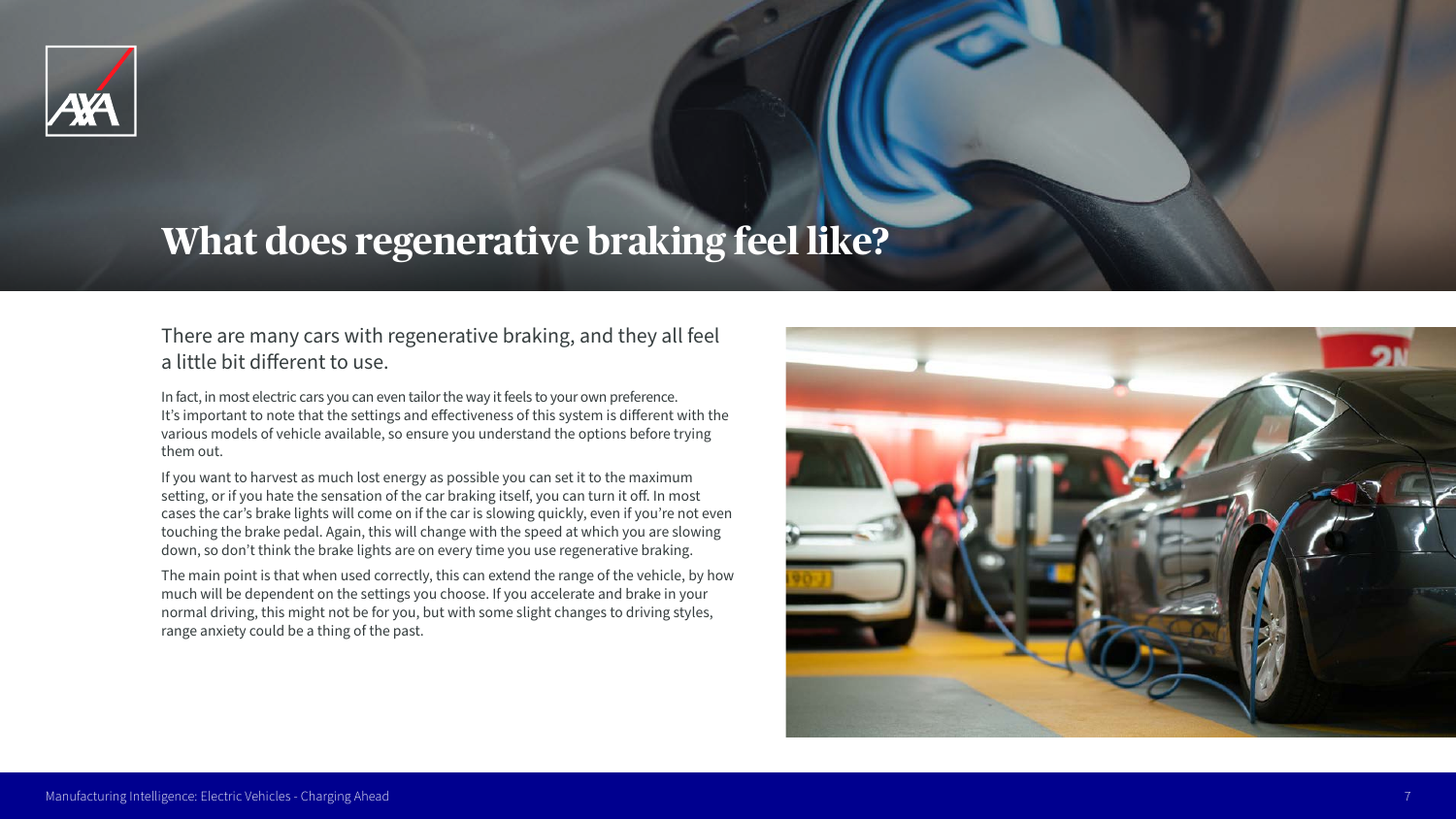# What does regenerative braking feel like?

There are many cars with regenerative braking, and they all feel a little bit different to use.

In fact, in most electric cars you can even tailor the way it feels to your own preference. It's important to note that the settings and effectiveness of this system is different with the various models of vehicle available, so ensure you understand the options before trying them out.

If you want to harvest as much lost energy as possible you can set it to the maximum setting, or if you hate the sensation of the car braking itself, you can turn it off. In most cases the car's brake lights will come on if the car is slowing quickly, even if you're not even touching the brake pedal. Again, this will change with the speed at which you are slowing down, so don't think the brake lights are on every time you use regenerative braking.

The main point is that when used correctly, this can extend the range of the vehicle, by how much will be dependent on the settings you choose. If you accelerate and brake in your normal driving, this might not be for you, but with some slight changes to driving styles, range anxiety could be a thing of the past.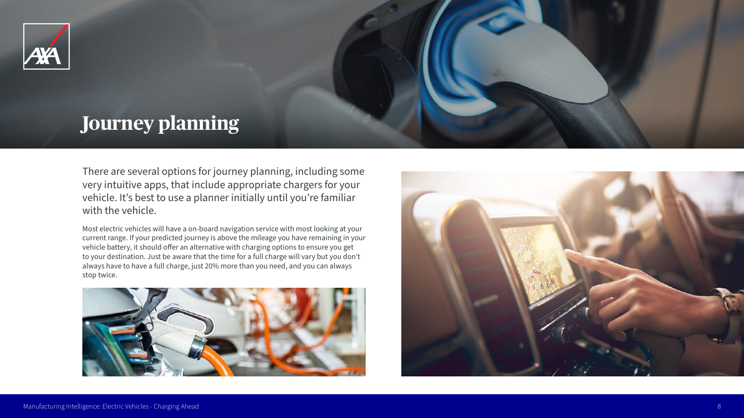# Journey planning

There are several options for journey planning, including some very intuitive apps, that include appropriate chargers for your vehicle. It's best to use a planner initially until you're familiar with the vehicle.

Most electric vehicles will have a on-board navigation service with most looking at your current range. If your predicted journey is above the mileage you have remaining in your vehicle battery, it should offer an alternative with charging options to ensure you get to your destination. Just be aware that the time for a full charge will vary but you don't always have to have a full charge, just 20% more than you need, and you can always stop twice.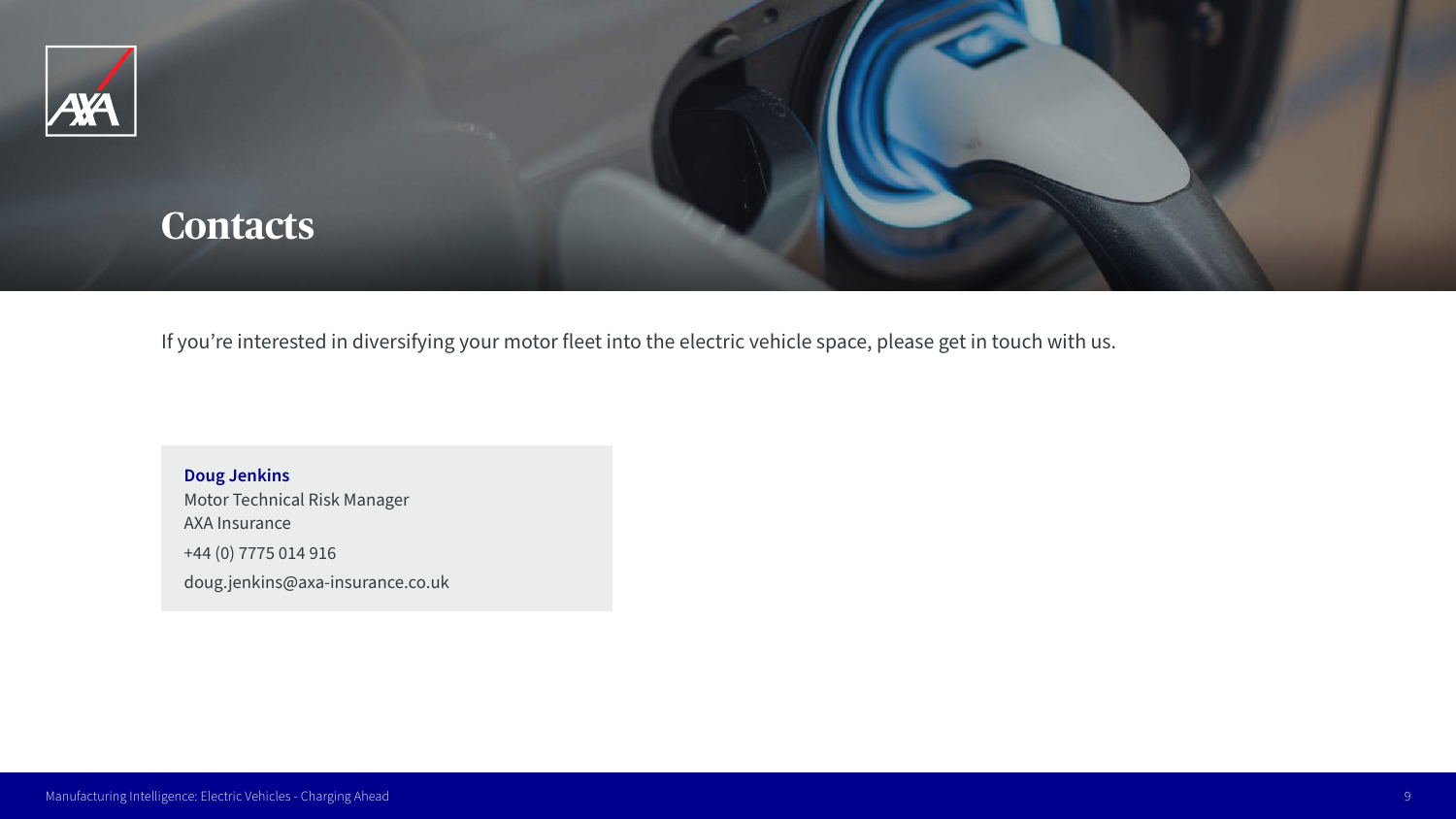# Contacts

If you're interested in diversifying your motor fleet into the electric vehicle space, please get in touch with us.

**Doug Jenkins**
Motor Technical Risk Manager
AXA Insurance

+44 (0) 7775 014 916

doug.jenkins@axa-insurance.co.uk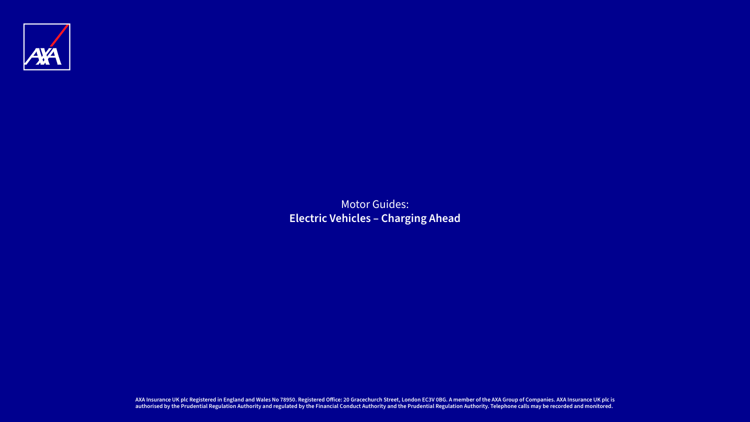Motor Guides:

**Electric Vehicles – Charging Ahead**

**AXA Insurance UK plc Registered in England and Wales No 78950. Registered Office: 20 Gracechurch Street, London EC3V 0BG. A member of the AXA Group of Companies. AXA Insurance UK plc is authorised by the Prudential Regulation Authority and regulated by the Financial Conduct Authority and the Prudential Regulation Authority. Telephone calls may be recorded and monitored.**